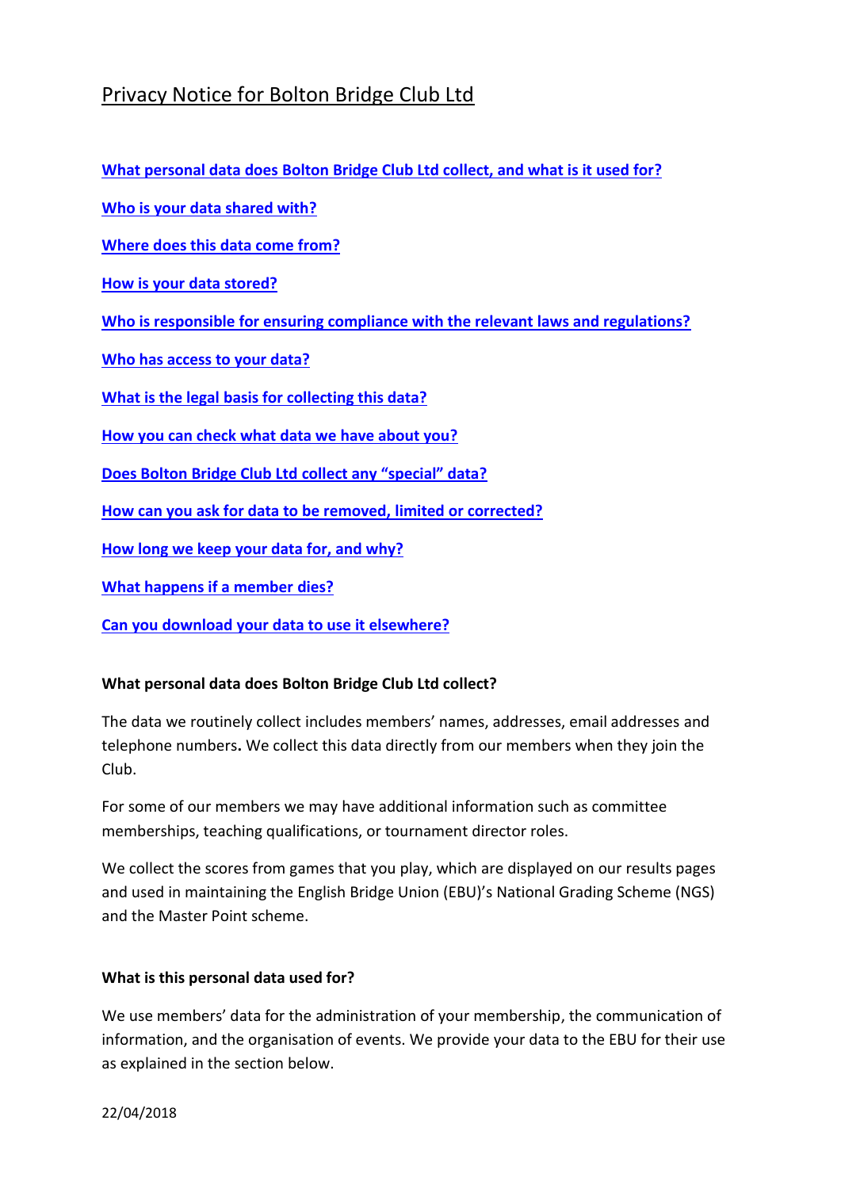# Privacy Notice for Bolton Bridge Club Ltd

**What personal data does Bolton Bridge Club Ltd collect, and what is it used for?**

**Who is your data shared with?**

**Where does this data come from?**

**How is your data stored?**

**Who is responsible for ensuring compliance with the relevant laws and regulations?**

**Who has access to your data?**

**What is the legal basis for collecting this data?**

**How you can check what data we have about you?**

**Does Bolton Bridge Club Ltd collect any "special" data?**

**How can you ask for data to be removed, limited or corrected?**

**How long we keep your data for, and why?**

**What happens if a member dies?**

**Can you download your data to use it elsewhere?**

### What personal data does Bolton Bridge Club Ltd collect?

The data we routinely collect includes members' names, addresses, email addresses and telephone numbers**.** We collect this data directly from our members when they join the Club.

For some of our members we may have additional information such as committee memberships, teaching qualifications, or tournament director roles.

We collect the scores from games that you play, which are displayed on our results pages and used in maintaining the English Bridge Union (EBU)'s National Grading Scheme (NGS) and the Master Point scheme.

### What is this personal data used for?

We use members' data for the administration of your membership, the communication of information, and the organisation of events. We provide your data to the EBU for their use as explained in the section below.

22/04/2018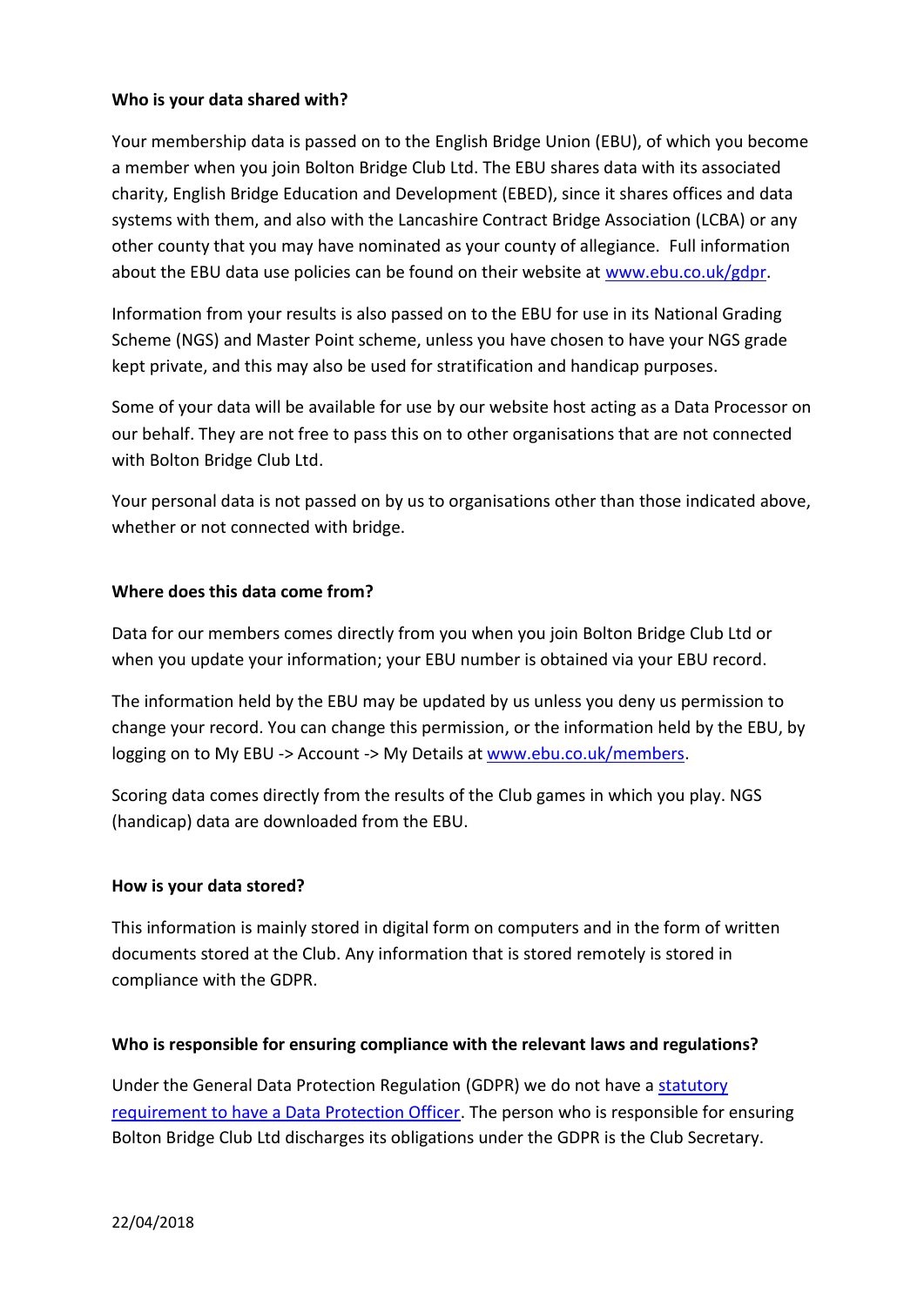**Who is your data shared with?**

Your membership data is passed on to the English Bridge Union (EBU), of which you become a member when you join Bolton Bridge Club Ltd. The EBU shares data with its associated charity, English Bridge Education and Development (EBED), since it shares offices and data systems with them, and also with the Lancashire Contract Bridge Association (LCBA) or any other county that you may have nominated as your county of allegiance. Full information about the EBU data use policies can be found on their website at [www.ebu.co.uk/gdpr](www.ebu.co.uk/gdpr).

Information from your results is also passed on to the EBU for use in its National Grading Scheme (NGS) and Master Point scheme, unless you have chosen to have your NGS grade kept private, and this may also be used for stratification and handicap purposes.

Some of your data will be available for use by our website host acting as a Data Processor on our behalf. They are not free to pass this on to other organisations that are not connected with Bolton Bridge Club Ltd.

Your personal data is not passed on by us to organisations other than those indicated above, whether or not connected with bridge.

**Where does this data come from?**

Data for our members comes directly from you when you join Bolton Bridge Club Ltd or when you update your information; your EBU number is obtained via your EBU record.

The information held by the EBU may be updated by us unless you deny us permission to change your record. You can change this permission, or the information held by the EBU, by logging on to My EBU -> Account -> My Details at [www.ebu.co.uk/members](www.ebu.co.uk/members).

Scoring data comes directly from the results of the Club games in which you play. NGS (handicap) data are downloaded from the EBU.

**How is your data stored?**

This information is mainly stored in digital form on computers and in the form of written documents stored at the Club. Any information that is stored remotely is stored in compliance with the GDPR.

**Who is responsible for ensuring compliance with the relevant laws and regulations?**

Under the General Data Protection Regulation (GDPR) we do not have a statutory requirement to have a Data Protection Officer. The person who is responsible for ensuring Bolton Bridge Club Ltd discharges its obligations under the GDPR is the Club Secretary.

22/04/2018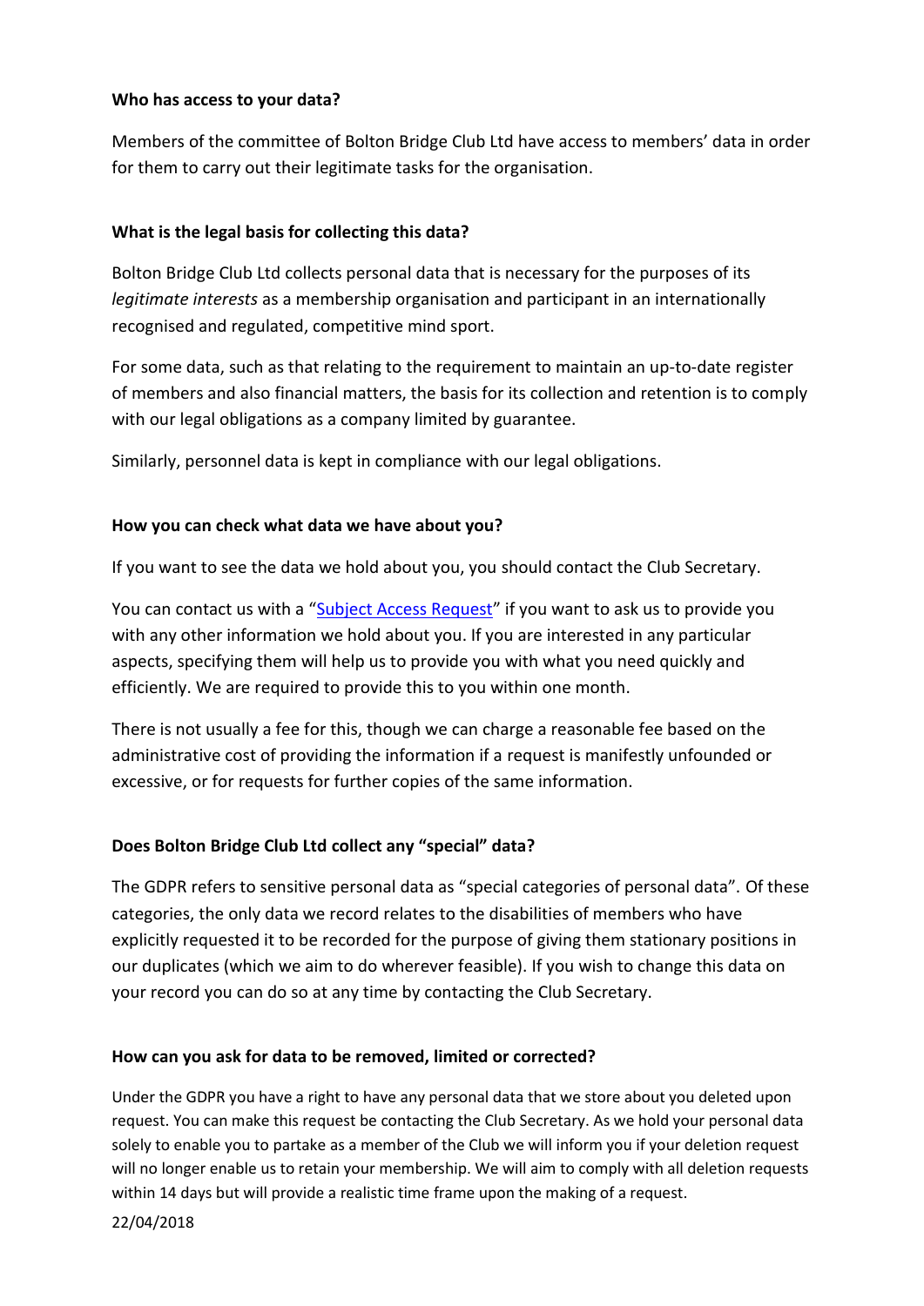**Who has access to your data?**

Members of the committee of Bolton Bridge Club Ltd have access to members' data in order for them to carry out their legitimate tasks for the organisation.

**What is the legal basis for collecting this data?**

Bolton Bridge Club Ltd collects personal data that is necessary for the purposes of its *legitimate interests* as a membership organisation and participant in an internationally recognised and regulated, competitive mind sport.

For some data, such as that relating to the requirement to maintain an up-to-date register of members and also financial matters, the basis for its collection and retention is to comply with our legal obligations as a company limited by guarantee.

Similarly, personnel data is kept in compliance with our legal obligations.

**How you can check what data we have about you?**

If you want to see the data we hold about you, you should contact the Club Secretary.

You can contact us with a "Subject Access Request" if you want to ask us to provide you with any other information we hold about you. If you are interested in any particular aspects, specifying them will help us to provide you with what you need quickly and efficiently. We are required to provide this to you within one month.

There is not usually a fee for this, though we can charge a reasonable fee based on the administrative cost of providing the information if a request is manifestly unfounded or excessive, or for requests for further copies of the same information.

**Does Bolton Bridge Club Ltd collect any "special" data?**

The GDPR refers to sensitive personal data as "special categories of personal data". Of these categories, the only data we record relates to the disabilities of members who have explicitly requested it to be recorded for the purpose of giving them stationary positions in our duplicates (which we aim to do wherever feasible). If you wish to change this data on your record you can do so at any time by contacting the Club Secretary.

**How can you ask for data to be removed, limited or corrected?**

Under the GDPR you have a right to have any personal data that we store about you deleted upon request. You can make this request be contacting the Club Secretary. As we hold your personal data solely to enable you to partake as a member of the Club we will inform you if your deletion request will no longer enable us to retain your membership. We will aim to comply with all deletion requests within 14 days but will provide a realistic time frame upon the making of a request.

22/04/2018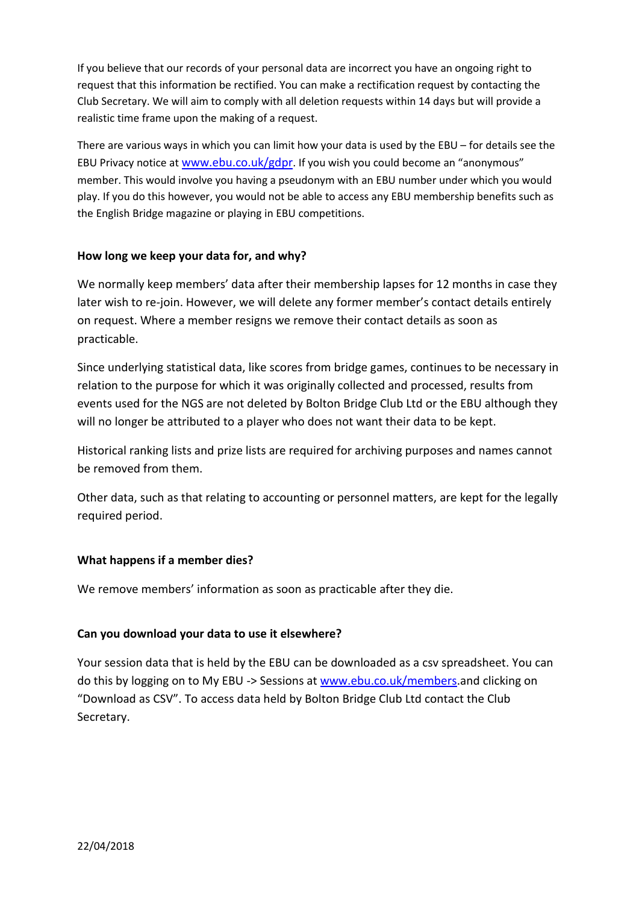If you believe that our records of your personal data are incorrect you have an ongoing right to request that this information be rectified. You can make a rectification request by contacting the Club Secretary. We will aim to comply with all deletion requests within 14 days but will provide a realistic time frame upon the making of a request.

There are various ways in which you can limit how your data is used by the EBU – for details see the EBU Privacy notice at www.ebu.co.uk/gdpr. If you wish you could become an "anonymous" member. This would involve you having a pseudonym with an EBU number under which you would play. If you do this however, you would not be able to access any EBU membership benefits such as the English Bridge magazine or playing in EBU competitions.

**How long we keep your data for, and why?**

We normally keep members' data after their membership lapses for 12 months in case they later wish to re-join. However, we will delete any former member's contact details entirely on request. Where a member resigns we remove their contact details as soon as practicable.

Since underlying statistical data, like scores from bridge games, continues to be necessary in relation to the purpose for which it was originally collected and processed, results from events used for the NGS are not deleted by Bolton Bridge Club Ltd or the EBU although they will no longer be attributed to a player who does not want their data to be kept.

Historical ranking lists and prize lists are required for archiving purposes and names cannot be removed from them.

Other data, such as that relating to accounting or personnel matters, are kept for the legally required period.

**What happens if a member dies?**

We remove members' information as soon as practicable after they die.

**Can you download your data to use it elsewhere?**

Your session data that is held by the EBU can be downloaded as a csv spreadsheet. You can do this by logging on to My EBU -> Sessions at www.ebu.co.uk/members.and clicking on "Download as CSV". To access data held by Bolton Bridge Club Ltd contact the Club Secretary.

22/04/2018